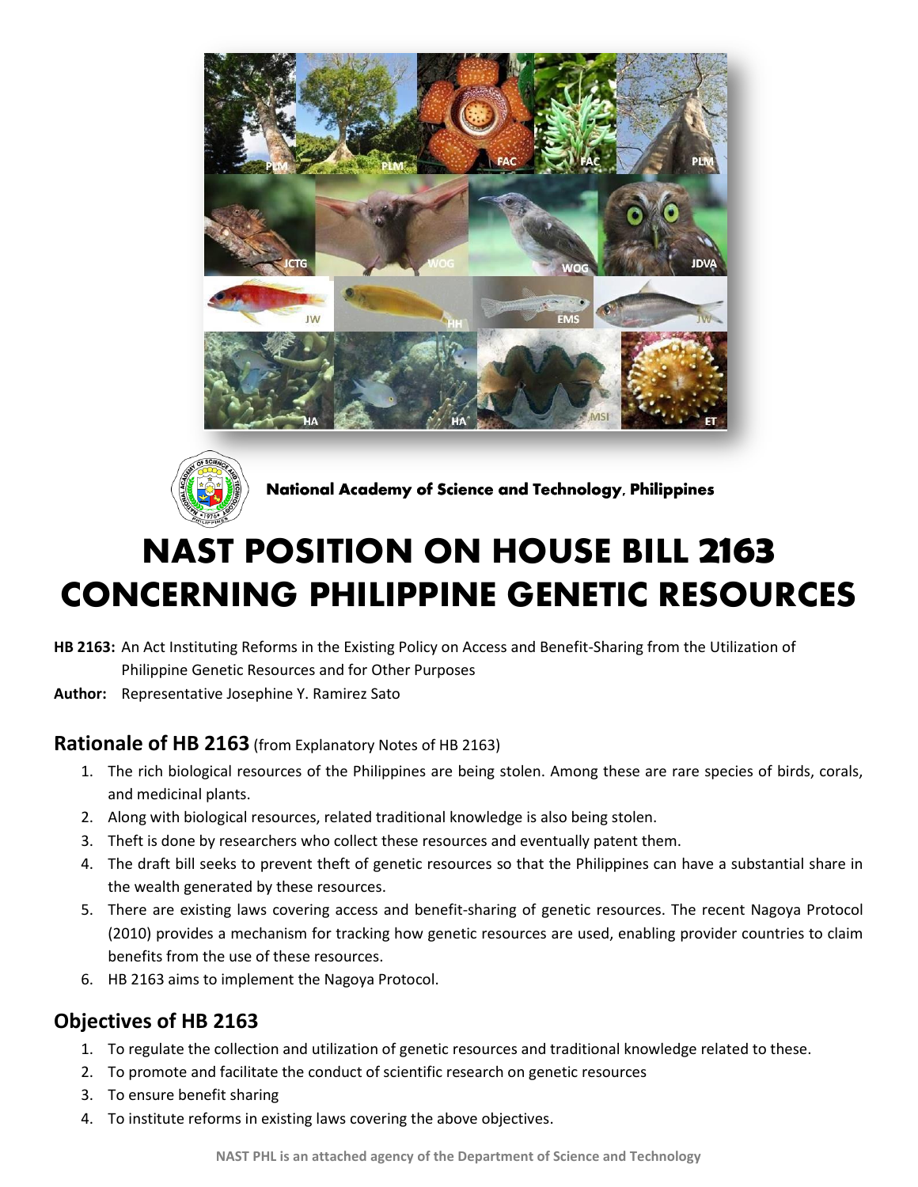National Academy of Science and Technology, Philippines

# NAST POSITION ON HOUSE BILL 2163 CONCERNING PHILIPPINE GENETIC RESOURCES

**HB 2163:** An Act Instituting Reforms in the Existing Policy on Access and Benefit-Sharing from the Utilization of Philippine Genetic Resources and for Other Purposes

**Author:** Representative Josephine Y. Ramirez Sato

## Rationale of HB 2163 (from Explanatory Notes of HB 2163)

1. The rich biological resources of the Philippines are being stolen. Among these are rare species of birds, corals, and medicinal plants.
2. Along with biological resources, related traditional knowledge is also being stolen.
3. Theft is done by researchers who collect these resources and eventually patent them.
4. The draft bill seeks to prevent theft of genetic resources so that the Philippines can have a substantial share in the wealth generated by these resources.
5. There are existing laws covering access and benefit-sharing of genetic resources. The recent Nagoya Protocol (2010) provides a mechanism for tracking how genetic resources are used, enabling provider countries to claim benefits from the use of these resources.
6. HB 2163 aims to implement the Nagoya Protocol.

## Objectives of HB 2163

1. To regulate the collection and utilization of genetic resources and traditional knowledge related to these.
2. To promote and facilitate the conduct of scientific research on genetic resources
3. To ensure benefit sharing
4. To institute reforms in existing laws covering the above objectives.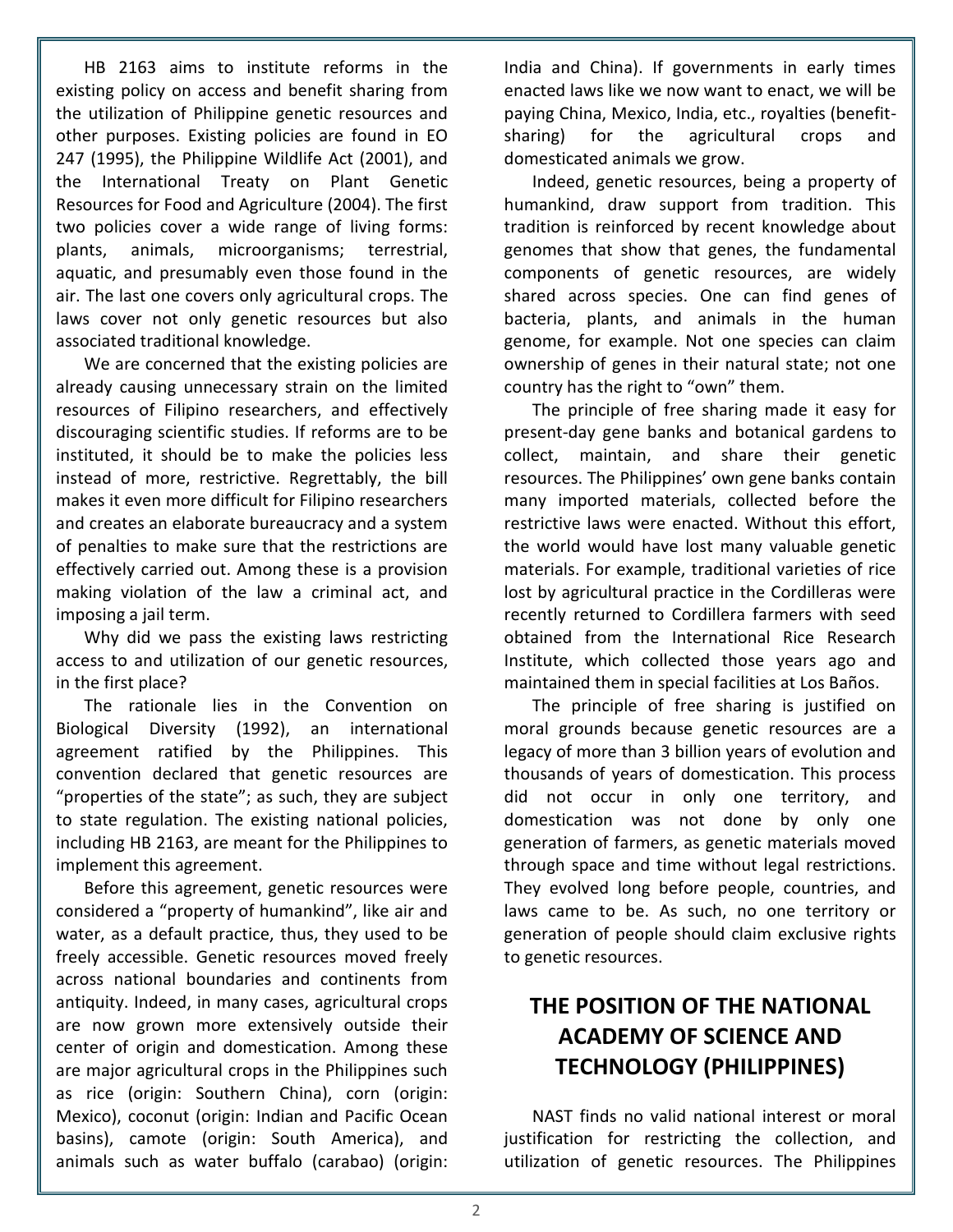HB 2163 aims to institute reforms in the existing policy on access and benefit sharing from the utilization of Philippine genetic resources and other purposes. Existing policies are found in EO 247 (1995), the Philippine Wildlife Act (2001), and the International Treaty on Plant Genetic Resources for Food and Agriculture (2004). The first two policies cover a wide range of living forms: plants, animals, microorganisms; terrestrial, aquatic, and presumably even those found in the air. The last one covers only agricultural crops. The laws cover not only genetic resources but also associated traditional knowledge.

We are concerned that the existing policies are already causing unnecessary strain on the limited resources of Filipino researchers, and effectively discouraging scientific studies. If reforms are to be instituted, it should be to make the policies less instead of more, restrictive. Regrettably, the bill makes it even more difficult for Filipino researchers and creates an elaborate bureaucracy and a system of penalties to make sure that the restrictions are effectively carried out. Among these is a provision making violation of the law a criminal act, and imposing a jail term.

Why did we pass the existing laws restricting access to and utilization of our genetic resources, in the first place?

The rationale lies in the Convention on Biological Diversity (1992), an international agreement ratified by the Philippines. This convention declared that genetic resources are "properties of the state"; as such, they are subject to state regulation. The existing national policies, including HB 2163, are meant for the Philippines to implement this agreement.

Before this agreement, genetic resources were considered a "property of humankind", like air and water, as a default practice, thus, they used to be freely accessible. Genetic resources moved freely across national boundaries and continents from antiquity. Indeed, in many cases, agricultural crops are now grown more extensively outside their center of origin and domestication. Among these are major agricultural crops in the Philippines such as rice (origin: Southern China), corn (origin: Mexico), coconut (origin: Indian and Pacific Ocean basins), camote (origin: South America), and animals such as water buffalo (carabao) (origin: India and China). If governments in early times enacted laws like we now want to enact, we will be paying China, Mexico, India, etc., royalties (benefit-sharing) for the agricultural crops and domesticated animals we grow.

Indeed, genetic resources, being a property of humankind, draw support from tradition. This tradition is reinforced by recent knowledge about genomes that show that genes, the fundamental components of genetic resources, are widely shared across species. One can find genes of bacteria, plants, and animals in the human genome, for example. Not one species can claim ownership of genes in their natural state; not one country has the right to "own" them.

The principle of free sharing made it easy for present-day gene banks and botanical gardens to collect, maintain, and share their genetic resources. The Philippines' own gene banks contain many imported materials, collected before the restrictive laws were enacted. Without this effort, the world would have lost many valuable genetic materials. For example, traditional varieties of rice lost by agricultural practice in the Cordilleras were recently returned to Cordillera farmers with seed obtained from the International Rice Research Institute, which collected those years ago and maintained them in special facilities at Los Baños.

The principle of free sharing is justified on moral grounds because genetic resources are a legacy of more than 3 billion years of evolution and thousands of years of domestication. This process did not occur in only one territory, and domestication was not done by only one generation of farmers, as genetic materials moved through space and time without legal restrictions. They evolved long before people, countries, and laws came to be. As such, no one territory or generation of people should claim exclusive rights to genetic resources.

## THE POSITION OF THE NATIONAL ACADEMY OF SCIENCE AND TECHNOLOGY (PHILIPPINES)

NAST finds no valid national interest or moral justification for restricting the collection, and utilization of genetic resources. The Philippines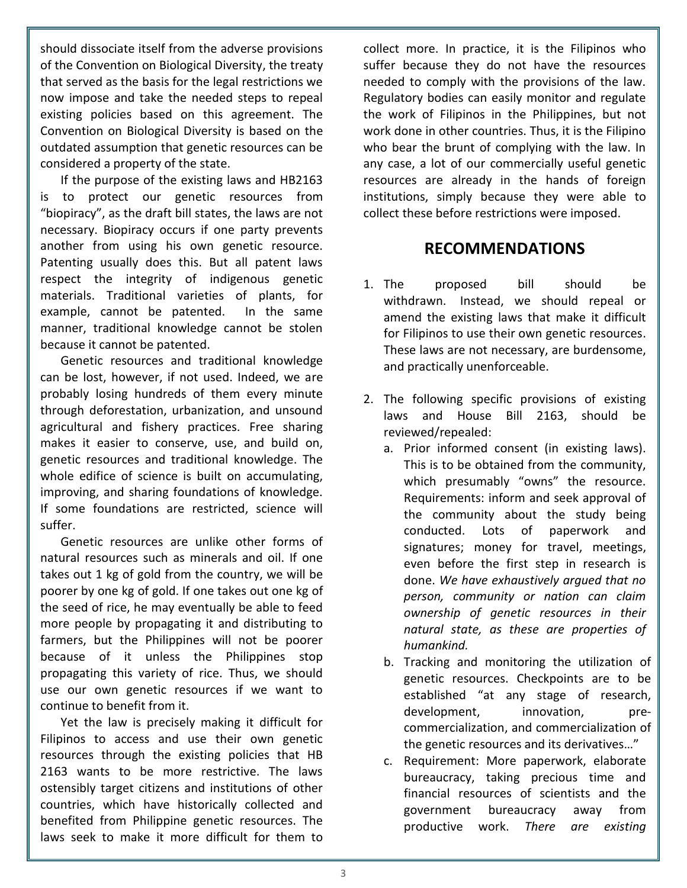should dissociate itself from the adverse provisions of the Convention on Biological Diversity, the treaty that served as the basis for the legal restrictions we now impose and take the needed steps to repeal existing policies based on this agreement. The Convention on Biological Diversity is based on the outdated assumption that genetic resources can be considered a property of the state.

If the purpose of the existing laws and HB2163 is to protect our genetic resources from "biopiracy", as the draft bill states, the laws are not necessary. Biopiracy occurs if one party prevents another from using his own genetic resource. Patenting usually does this. But all patent laws respect the integrity of indigenous genetic materials. Traditional varieties of plants, for example, cannot be patented. In the same manner, traditional knowledge cannot be stolen because it cannot be patented.

Genetic resources and traditional knowledge can be lost, however, if not used. Indeed, we are probably losing hundreds of them every minute through deforestation, urbanization, and unsound agricultural and fishery practices. Free sharing makes it easier to conserve, use, and build on, genetic resources and traditional knowledge. The whole edifice of science is built on accumulating, improving, and sharing foundations of knowledge. If some foundations are restricted, science will suffer.

Genetic resources are unlike other forms of natural resources such as minerals and oil. If one takes out 1 kg of gold from the country, we will be poorer by one kg of gold. If one takes out one kg of the seed of rice, he may eventually be able to feed more people by propagating it and distributing to farmers, but the Philippines will not be poorer because of it unless the Philippines stop propagating this variety of rice. Thus, we should use our own genetic resources if we want to continue to benefit from it.

Yet the law is precisely making it difficult for Filipinos to access and use their own genetic resources through the existing policies that HB 2163 wants to be more restrictive. The laws ostensibly target citizens and institutions of other countries, which have historically collected and benefited from Philippine genetic resources. The laws seek to make it more difficult for them to collect more. In practice, it is the Filipinos who suffer because they do not have the resources needed to comply with the provisions of the law. Regulatory bodies can easily monitor and regulate the work of Filipinos in the Philippines, but not work done in other countries. Thus, it is the Filipino who bear the brunt of complying with the law. In any case, a lot of our commercially useful genetic resources are already in the hands of foreign institutions, simply because they were able to collect these before restrictions were imposed.

## RECOMMENDATIONS

1. The proposed bill should be withdrawn. Instead, we should repeal or amend the existing laws that make it difficult for Filipinos to use their own genetic resources. These laws are not necessary, are burdensome, and practically unenforceable.

2. The following specific provisions of existing laws and House Bill 2163, should be reviewed/repealed:
   a. Prior informed consent (in existing laws). This is to be obtained from the community, which presumably "owns" the resource. Requirements: inform and seek approval of the community about the study being conducted. Lots of paperwork and signatures; money for travel, meetings, even before the first step in research is done. *We have exhaustively argued that no person, community or nation can claim ownership of genetic resources in their natural state, as these are properties of humankind.*
   b. Tracking and monitoring the utilization of genetic resources. Checkpoints are to be established "at any stage of research, development, innovation, pre-commercialization, and commercialization of the genetic resources and its derivatives…"
   c. Requirement: More paperwork, elaborate bureaucracy, taking precious time and financial resources of scientists and the government bureaucracy away from productive work. *There are existing*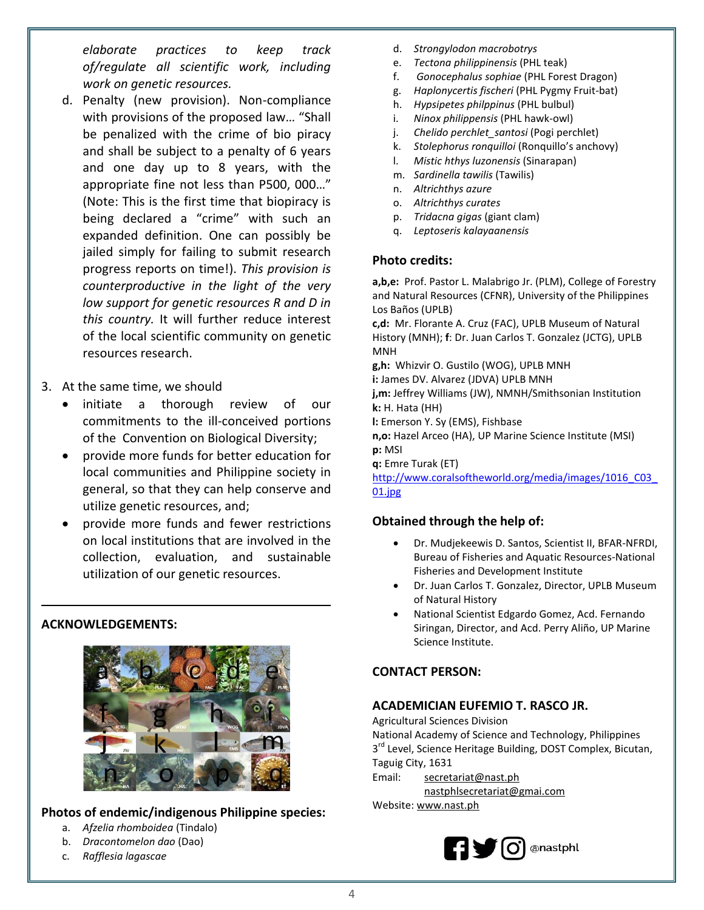*elaborate practices to keep track of/regulate all scientific work, including work on genetic resources.*

d. Penalty (new provision). Non-compliance with provisions of the proposed law… "Shall be penalized with the crime of bio piracy and shall be subject to a penalty of 6 years and one day up to 8 years, with the appropriate fine not less than P500, 000…" (Note: This is the first time that biopiracy is being declared a "crime" with such an expanded definition. One can possibly be jailed simply for failing to submit research progress reports on time!). *This provision is counterproductive in the light of the very low support for genetic resources R and D in this country.* It will further reduce interest of the local scientific community on genetic resources research.

3. At the same time, we should
   - initiate a thorough review of our commitments to the ill-conceived portions of the Convention on Biological Diversity;
   - provide more funds for better education for local communities and Philippine society in general, so that they can help conserve and utilize genetic resources, and;
   - provide more funds and fewer restrictions on local institutions that are involved in the collection, evaluation, and sustainable utilization of our genetic resources.

---

**ACKNOWLEDGEMENTS:**

**Photos of endemic/indigenous Philippine species:**

a. *Afzelia rhomboidea* (Tindalo)
b. *Dracontomelon dao* (Dao)
c. *Rafflesia lagascae*
d. *Strongylodon macrobotrys*
e. *Tectona philippinensis* (PHL teak)
f. *Gonocephalus sophiae* (PHL Forest Dragon)
g. *Haplonycertis fischeri* (PHL Pygmy Fruit-bat)
h. *Hypsipetes philppinus* (PHL bulbul)
i. *Ninox philippensis* (PHL hawk-owl)
j. *Chelido perchlet_santosi* (Pogi perchlet)
k. *Stolephorus ronquilloi* (Ronquillo's anchovy)
l. *Mistic hthys luzonensis* (Sinarapan)
m. *Sardinella tawilis* (Tawilis)
n. *Altrichthys azure*
o. *Altrichthys curates*
p. *Tridacna gigas* (giant clam)
q. *Leptoseris kalayaanensis*

**Photo credits:**

**a,b,e:** Prof. Pastor L. Malabrigo Jr. (PLM), College of Forestry and Natural Resources (CFNR), University of the Philippines Los Baños (UPLB)
**c,d:** Mr. Florante A. Cruz (FAC), UPLB Museum of Natural History (MNH); **f**: Dr. Juan Carlos T. Gonzalez (JCTG), UPLB MNH
**g,h:** Whizvir O. Gustilo (WOG), UPLB MNH
**i:** James DV. Alvarez (JDVA) UPLB MNH
**j,m:** Jeffrey Williams (JW), NMNH/Smithsonian Institution
**k:** H. Hata (HH)
**l:** Emerson Y. Sy (EMS), Fishbase
**n,o:** Hazel Arceo (HA), UP Marine Science Institute (MSI)
**p:** MSI
**q:** Emre Turak (ET) http://www.coralsoftheworld.org/media/images/1016_C03_01.jpg

**Obtained through the help of:**

- Dr. Mudjekeewis D. Santos, Scientist II, BFAR-NFRDI, Bureau of Fisheries and Aquatic Resources-National Fisheries and Development Institute
- Dr. Juan Carlos T. Gonzalez, Director, UPLB Museum of Natural History
- National Scientist Edgardo Gomez, Acd. Fernando Siringan, Director, and Acd. Perry Aliño, UP Marine Science Institute.

**CONTACT PERSON:**

**ACADEMICIAN EUFEMIO T. RASCO JR.**
Agricultural Sciences Division
National Academy of Science and Technology, Philippines
3rd Level, Science Heritage Building, DOST Complex, Bicutan, Taguig City, 1631
Email: secretariat@nast.ph
nastphlsecretariat@gmai.com
Website: www.nast.ph

@nastphl